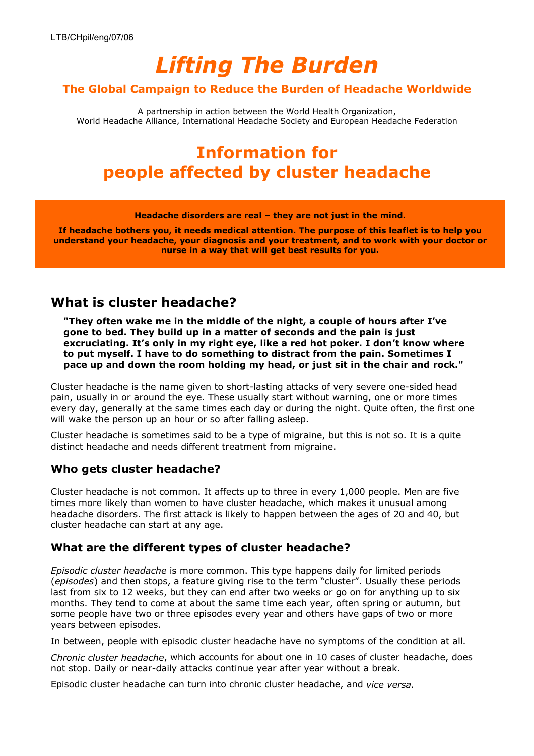LTB/CHpil/eng/07/06

# *Lifting The Burden*

### The Global Campaign to Reduce the Burden of Headache Worldwide

A partnership in action between the World Health Organization, World Headache Alliance, International Headache Society and European Headache Federation

# Information for people affected by cluster headache

**Headache disorders are real – they are not just in the mind.**

**If headache bothers you, it needs medical attention. The purpose of this leaflet is to help you understand your headache, your diagnosis and your treatment, and to work with your doctor or nurse in a way that will get best results for you.**

## What is cluster headache?

> **"They often wake me in the middle of the night, a couple of hours after I've gone to bed. They build up in a matter of seconds and the pain is just excruciating. It's only in my right eye, like a red hot poker. I don't know where to put myself. I have to do something to distract from the pain. Sometimes I pace up and down the room holding my head, or just sit in the chair and rock."**

Cluster headache is the name given to short-lasting attacks of very severe one-sided head pain, usually in or around the eye. These usually start without warning, one or more times every day, generally at the same times each day or during the night. Quite often, the first one will wake the person up an hour or so after falling asleep.

Cluster headache is sometimes said to be a type of migraine, but this is not so. It is a quite distinct headache and needs different treatment from migraine.

### Who gets cluster headache?

Cluster headache is not common. It affects up to three in every 1,000 people. Men are five times more likely than women to have cluster headache, which makes it unusual among headache disorders. The first attack is likely to happen between the ages of 20 and 40, but cluster headache can start at any age.

### What are the different types of cluster headache?

*Episodic cluster headache* is more common. This type happens daily for limited periods (*episodes*) and then stops, a feature giving rise to the term "cluster". Usually these periods last from six to 12 weeks, but they can end after two weeks or go on for anything up to six months. They tend to come at about the same time each year, often spring or autumn, but some people have two or three episodes every year and others have gaps of two or more years between episodes.

In between, people with episodic cluster headache have no symptoms of the condition at all.

*Chronic cluster headache*, which accounts for about one in 10 cases of cluster headache, does not stop. Daily or near-daily attacks continue year after year without a break.

Episodic cluster headache can turn into chronic cluster headache, and *vice versa.*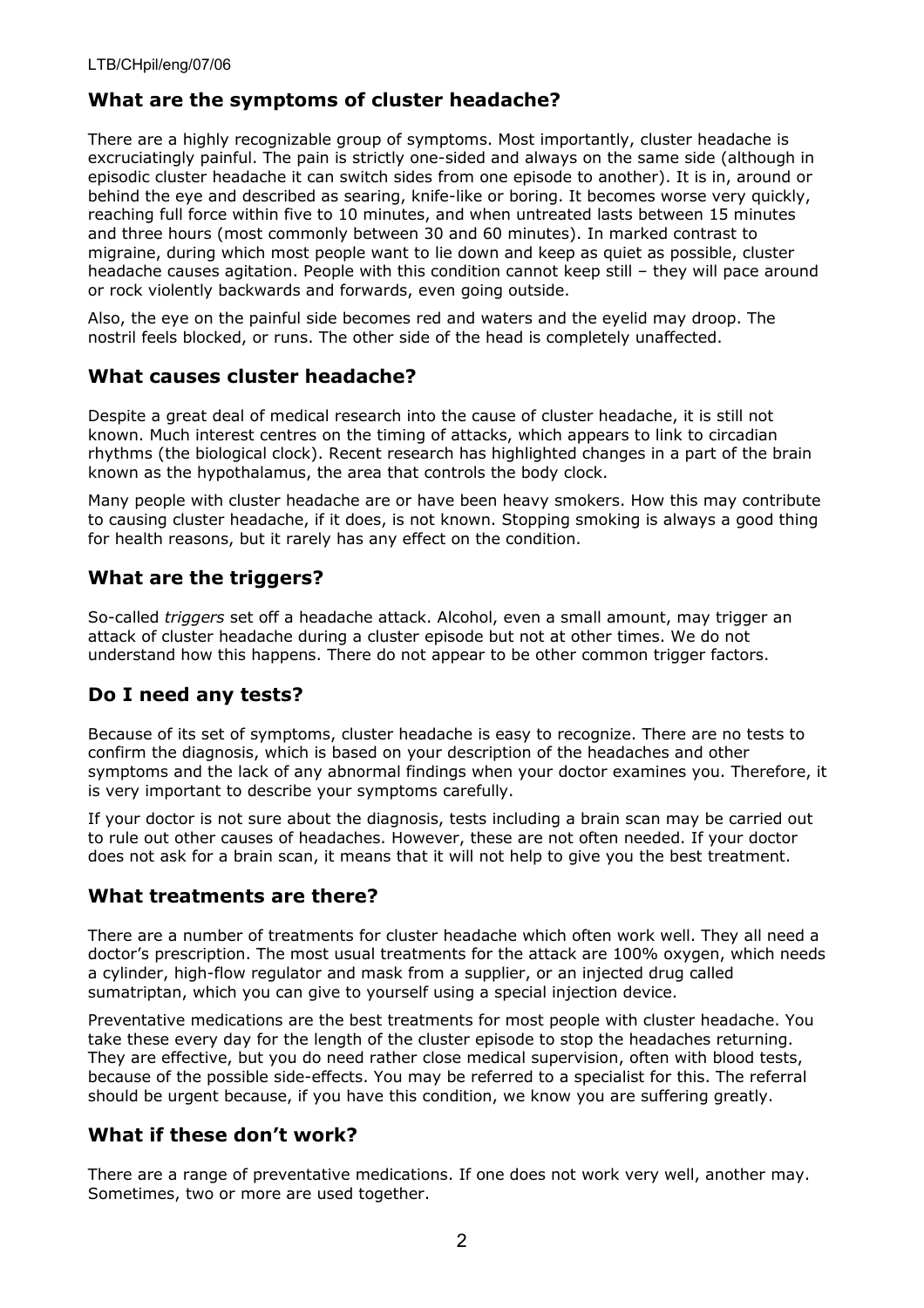## What are the symptoms of cluster headache?

There are a highly recognizable group of symptoms. Most importantly, cluster headache is excruciatingly painful. The pain is strictly one-sided and always on the same side (although in episodic cluster headache it can switch sides from one episode to another). It is in, around or behind the eye and described as searing, knife-like or boring. It becomes worse very quickly, reaching full force within five to 10 minutes, and when untreated lasts between 15 minutes and three hours (most commonly between 30 and 60 minutes). In marked contrast to migraine, during which most people want to lie down and keep as quiet as possible, cluster headache causes agitation. People with this condition cannot keep still – they will pace around or rock violently backwards and forwards, even going outside.

Also, the eye on the painful side becomes red and waters and the eyelid may droop. The nostril feels blocked, or runs. The other side of the head is completely unaffected.

## What causes cluster headache?

Despite a great deal of medical research into the cause of cluster headache, it is still not known. Much interest centres on the timing of attacks, which appears to link to circadian rhythms (the biological clock). Recent research has highlighted changes in a part of the brain known as the hypothalamus, the area that controls the body clock.

Many people with cluster headache are or have been heavy smokers. How this may contribute to causing cluster headache, if it does, is not known. Stopping smoking is always a good thing for health reasons, but it rarely has any effect on the condition.

## What are the triggers?

So-called *triggers* set off a headache attack. Alcohol, even a small amount, may trigger an attack of cluster headache during a cluster episode but not at other times. We do not understand how this happens. There do not appear to be other common trigger factors.

## Do I need any tests?

Because of its set of symptoms, cluster headache is easy to recognize. There are no tests to confirm the diagnosis, which is based on your description of the headaches and other symptoms and the lack of any abnormal findings when your doctor examines you. Therefore, it is very important to describe your symptoms carefully.

If your doctor is not sure about the diagnosis, tests including a brain scan may be carried out to rule out other causes of headaches. However, these are not often needed. If your doctor does not ask for a brain scan, it means that it will not help to give you the best treatment.

## What treatments are there?

There are a number of treatments for cluster headache which often work well. They all need a doctor's prescription. The most usual treatments for the attack are 100% oxygen, which needs a cylinder, high-flow regulator and mask from a supplier, or an injected drug called sumatriptan, which you can give to yourself using a special injection device.

Preventative medications are the best treatments for most people with cluster headache. You take these every day for the length of the cluster episode to stop the headaches returning. They are effective, but you do need rather close medical supervision, often with blood tests, because of the possible side-effects. You may be referred to a specialist for this. The referral should be urgent because, if you have this condition, we know you are suffering greatly.

## What if these don't work?

There are a range of preventative medications. If one does not work very well, another may. Sometimes, two or more are used together.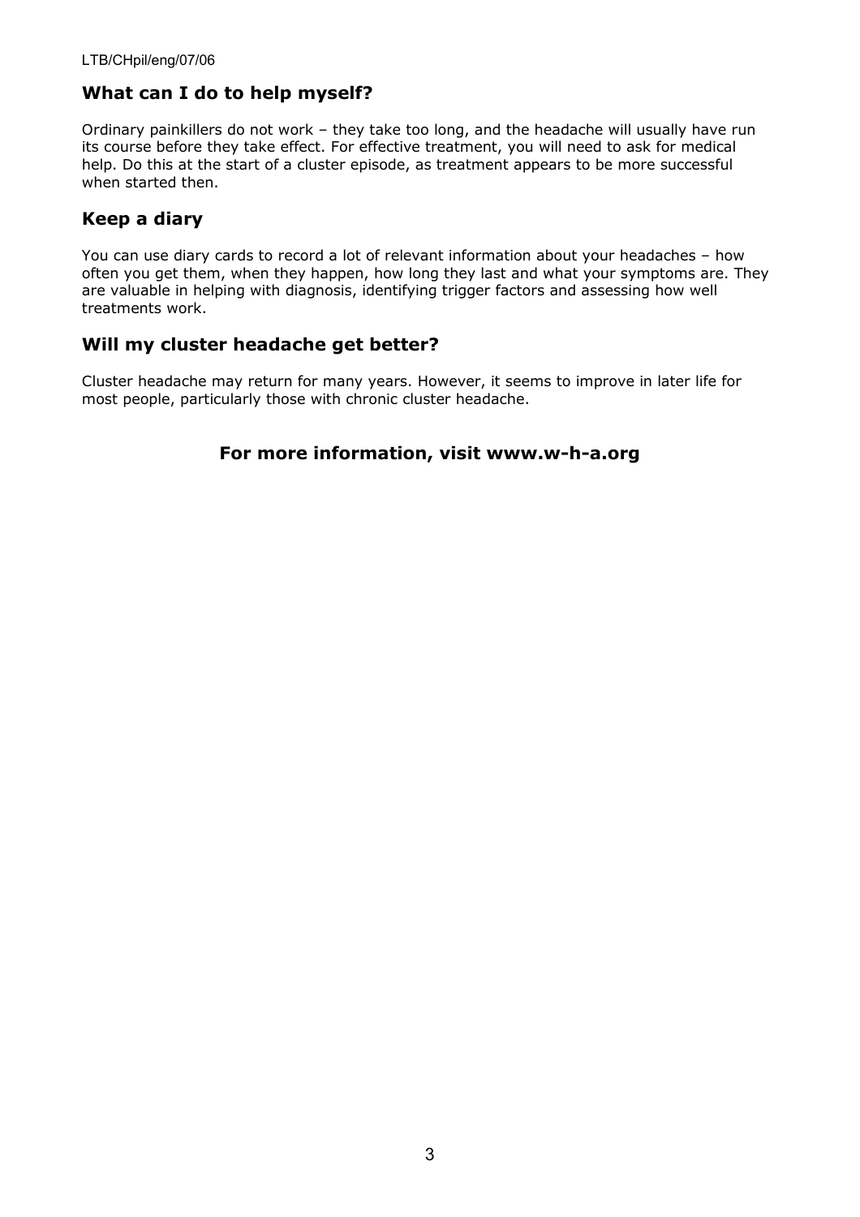## What can I do to help myself?

Ordinary painkillers do not work – they take too long, and the headache will usually have run its course before they take effect. For effective treatment, you will need to ask for medical help. Do this at the start of a cluster episode, as treatment appears to be more successful when started then.

## Keep a diary

You can use diary cards to record a lot of relevant information about your headaches – how often you get them, when they happen, how long they last and what your symptoms are. They are valuable in helping with diagnosis, identifying trigger factors and assessing how well treatments work.

## Will my cluster headache get better?

Cluster headache may return for many years. However, it seems to improve in later life for most people, particularly those with chronic cluster headache.

**For more information, visit www.w-h-a.org**